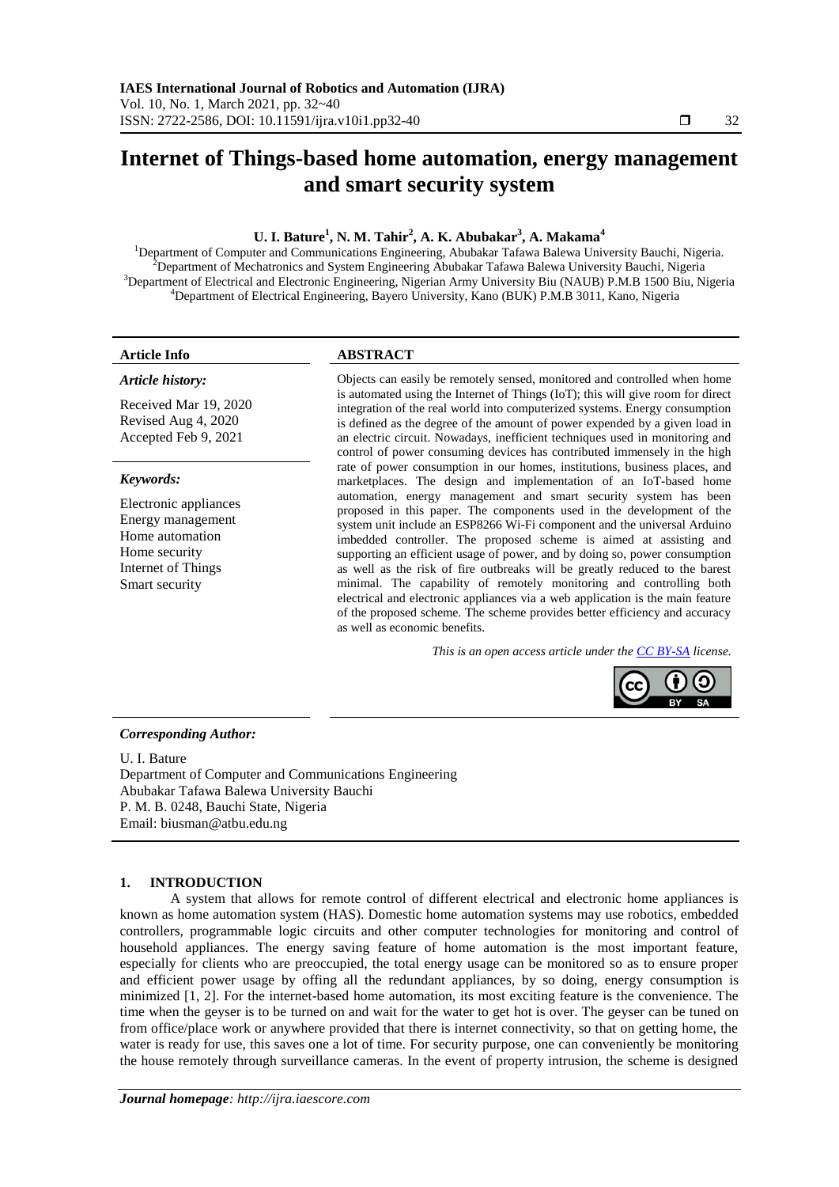# Internet of Things-based home automation, energy management and smart security system

**U. I. Bature[1], N. M. Tahir[2], A. K. Abubakar[3], A. Makama[4]**

[1]Department of Computer and Communications Engineering, Abubakar Tafawa Balewa University Bauchi, Nigeria.
[2]Department of Mechatronics and System Engineering Abubakar Tafawa Balewa University Bauchi, Nigeria
[3]Department of Electrical and Electronic Engineering, Nigerian Army University Biu (NAUB) P.M.B 1500 Biu, Nigeria
[4]Department of Electrical Engineering, Bayero University, Kano (BUK) P.M.B 3011, Kano, Nigeria

**Article Info**

***Article history:***

Received Mar 19, 2020
Revised Aug 4, 2020
Accepted Feb 9, 2021

***Keywords:***

Electronic appliances
Energy management
Home automation
Home security
Internet of Things
Smart security

**ABSTRACT**

Objects can easily be remotely sensed, monitored and controlled when home is automated using the Internet of Things (IoT); this will give room for direct integration of the real world into computerized systems. Energy consumption is defined as the degree of the amount of power expended by a given load in an electric circuit. Nowadays, inefficient techniques used in monitoring and control of power consuming devices has contributed immensely in the high rate of power consumption in our homes, institutions, business places, and marketplaces. The design and implementation of an IoT-based home automation, energy management and smart security system has been proposed in this paper. The components used in the development of the system unit include an ESP8266 Wi-Fi component and the universal Arduino imbedded controller. The proposed scheme is aimed at assisting and supporting an efficient usage of power, and by doing so, power consumption as well as the risk of fire outbreaks will be greatly reduced to the barest minimal. The capability of remotely monitoring and controlling both electrical and electronic appliances via a web application is the main feature of the proposed scheme. The scheme provides better efficiency and accuracy as well as economic benefits.

*This is an open access article under the CC BY-SA license.*

***Corresponding Author:***

U. I. Bature
Department of Computer and Communications Engineering
Abubakar Tafawa Balewa University Bauchi
P. M. B. 0248, Bauchi State, Nigeria
Email: biusman@atbu.edu.ng

## 1. INTRODUCTION

A system that allows for remote control of different electrical and electronic home appliances is known as home automation system (HAS). Domestic home automation systems may use robotics, embedded controllers, programmable logic circuits and other computer technologies for monitoring and control of household appliances. The energy saving feature of home automation is the most important feature, especially for clients who are preoccupied, the total energy usage can be monitored so as to ensure proper and efficient power usage by offing all the redundant appliances, by so doing, energy consumption is minimized [1, 2]. For the internet-based home automation, its most exciting feature is the convenience. The time when the geyser is to be turned on and wait for the water to get hot is over. The geyser can be tuned on from office/place work or anywhere provided that there is internet connectivity, so that on getting home, the water is ready for use, this saves one a lot of time. For security purpose, one can conveniently be monitoring the house remotely through surveillance cameras. In the event of property intrusion, the scheme is designed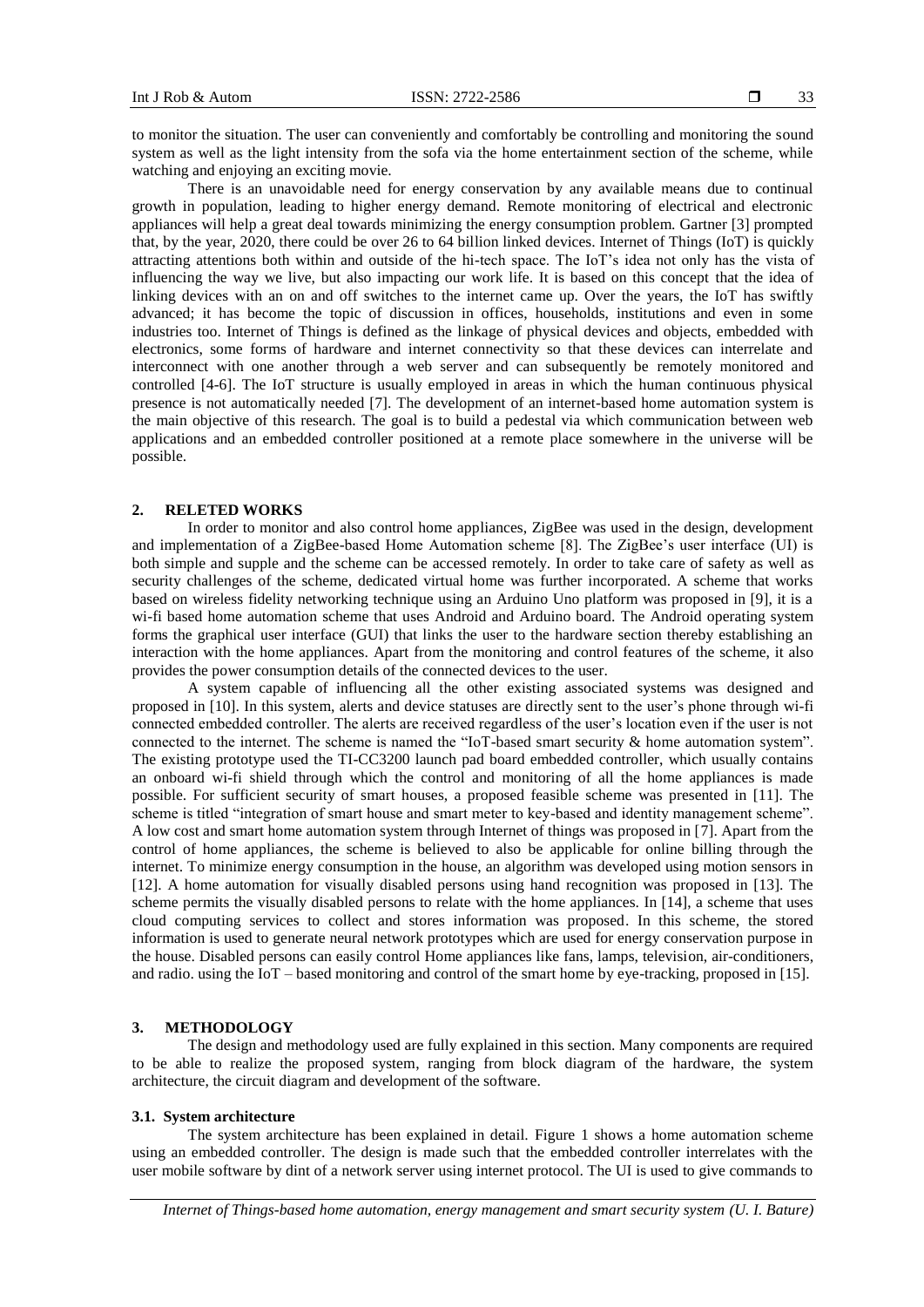to monitor the situation. The user can conveniently and comfortably be controlling and monitoring the sound system as well as the light intensity from the sofa via the home entertainment section of the scheme, while watching and enjoying an exciting movie.

There is an unavoidable need for energy conservation by any available means due to continual growth in population, leading to higher energy demand. Remote monitoring of electrical and electronic appliances will help a great deal towards minimizing the energy consumption problem. Gartner [3] prompted that, by the year, 2020, there could be over 26 to 64 billion linked devices. Internet of Things (IoT) is quickly attracting attentions both within and outside of the hi-tech space. The IoT's idea not only has the vista of influencing the way we live, but also impacting our work life. It is based on this concept that the idea of linking devices with an on and off switches to the internet came up. Over the years, the IoT has swiftly advanced; it has become the topic of discussion in offices, households, institutions and even in some industries too. Internet of Things is defined as the linkage of physical devices and objects, embedded with electronics, some forms of hardware and internet connectivity so that these devices can interrelate and interconnect with one another through a web server and can subsequently be remotely monitored and controlled [4-6]. The IoT structure is usually employed in areas in which the human continuous physical presence is not automatically needed [7]. The development of an internet-based home automation system is the main objective of this research. The goal is to build a pedestal via which communication between web applications and an embedded controller positioned at a remote place somewhere in the universe will be possible.

## 2. RELETED WORKS

In order to monitor and also control home appliances, ZigBee was used in the design, development and implementation of a ZigBee-based Home Automation scheme [8]. The ZigBee's user interface (UI) is both simple and supple and the scheme can be accessed remotely. In order to take care of safety as well as security challenges of the scheme, dedicated virtual home was further incorporated. A scheme that works based on wireless fidelity networking technique using an Arduino Uno platform was proposed in [9], it is a wi-fi based home automation scheme that uses Android and Arduino board. The Android operating system forms the graphical user interface (GUI) that links the user to the hardware section thereby establishing an interaction with the home appliances. Apart from the monitoring and control features of the scheme, it also provides the power consumption details of the connected devices to the user.

A system capable of influencing all the other existing associated systems was designed and proposed in [10]. In this system, alerts and device statuses are directly sent to the user's phone through wi-fi connected embedded controller. The alerts are received regardless of the user's location even if the user is not connected to the internet. The scheme is named the "IoT-based smart security & home automation system". The existing prototype used the TI-CC3200 launch pad board embedded controller, which usually contains an onboard wi-fi shield through which the control and monitoring of all the home appliances is made possible. For sufficient security of smart houses, a proposed feasible scheme was presented in [11]. The scheme is titled "integration of smart house and smart meter to key-based and identity management scheme". A low cost and smart home automation system through Internet of things was proposed in [7]. Apart from the control of home appliances, the scheme is believed to also be applicable for online billing through the internet. To minimize energy consumption in the house, an algorithm was developed using motion sensors in [12]. A home automation for visually disabled persons using hand recognition was proposed in [13]. The scheme permits the visually disabled persons to relate with the home appliances. In [14], a scheme that uses cloud computing services to collect and stores information was proposed. In this scheme, the stored information is used to generate neural network prototypes which are used for energy conservation purpose in the house. Disabled persons can easily control Home appliances like fans, lamps, television, air-conditioners, and radio. using the IoT – based monitoring and control of the smart home by eye-tracking, proposed in [15].

## 3. METHODOLOGY

The design and methodology used are fully explained in this section. Many components are required to be able to realize the proposed system, ranging from block diagram of the hardware, the system architecture, the circuit diagram and development of the software.

### 3.1. System architecture

The system architecture has been explained in detail. Figure 1 shows a home automation scheme using an embedded controller. The design is made such that the embedded controller interrelates with the user mobile software by dint of a network server using internet protocol. The UI is used to give commands to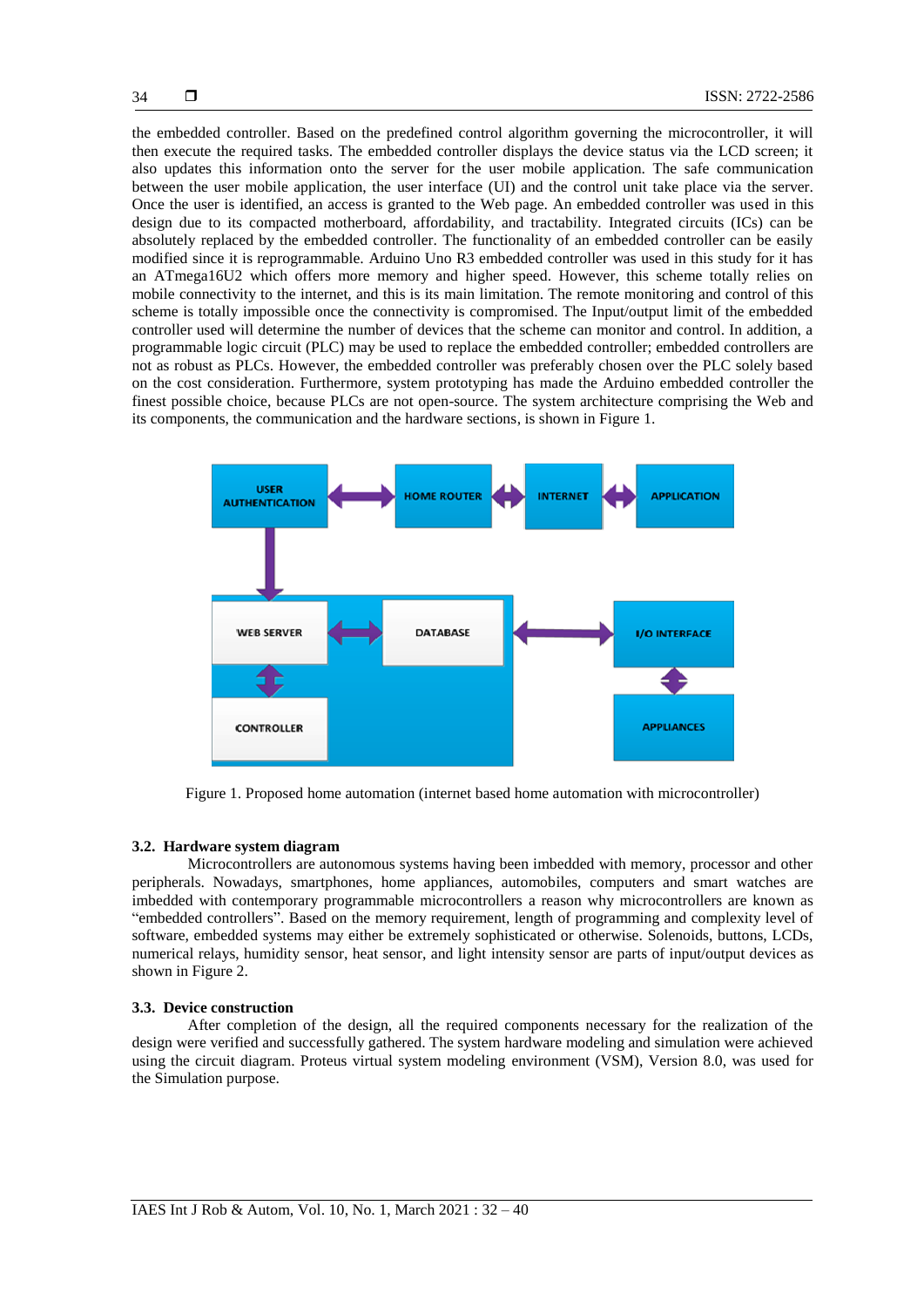the embedded controller. Based on the predefined control algorithm governing the microcontroller, it will then execute the required tasks. The embedded controller displays the device status via the LCD screen; it also updates this information onto the server for the user mobile application. The safe communication between the user mobile application, the user interface (UI) and the control unit take place via the server. Once the user is identified, an access is granted to the Web page. An embedded controller was used in this design due to its compacted motherboard, affordability, and tractability. Integrated circuits (ICs) can be absolutely replaced by the embedded controller. The functionality of an embedded controller can be easily modified since it is reprogrammable. Arduino Uno R3 embedded controller was used in this study for it has an ATmega16U2 which offers more memory and higher speed. However, this scheme totally relies on mobile connectivity to the internet, and this is its main limitation. The remote monitoring and control of this scheme is totally impossible once the connectivity is compromised. The Input/output limit of the embedded controller used will determine the number of devices that the scheme can monitor and control. In addition, a programmable logic circuit (PLC) may be used to replace the embedded controller; embedded controllers are not as robust as PLCs. However, the embedded controller was preferably chosen over the PLC solely based on the cost consideration. Furthermore, system prototyping has made the Arduino embedded controller the finest possible choice, because PLCs are not open-source. The system architecture comprising the Web and its components, the communication and the hardware sections, is shown in Figure 1.

Figure 1. Proposed home automation (internet based home automation with microcontroller)

### 3.2. Hardware system diagram

Microcontrollers are autonomous systems having been imbedded with memory, processor and other peripherals. Nowadays, smartphones, home appliances, automobiles, computers and smart watches are imbedded with contemporary programmable microcontrollers a reason why microcontrollers are known as "embedded controllers". Based on the memory requirement, length of programming and complexity level of software, embedded systems may either be extremely sophisticated or otherwise. Solenoids, buttons, LCDs, numerical relays, humidity sensor, heat sensor, and light intensity sensor are parts of input/output devices as shown in Figure 2.

### 3.3. Device construction

After completion of the design, all the required components necessary for the realization of the design were verified and successfully gathered. The system hardware modeling and simulation were achieved using the circuit diagram. Proteus virtual system modeling environment (VSM), Version 8.0, was used for the Simulation purpose.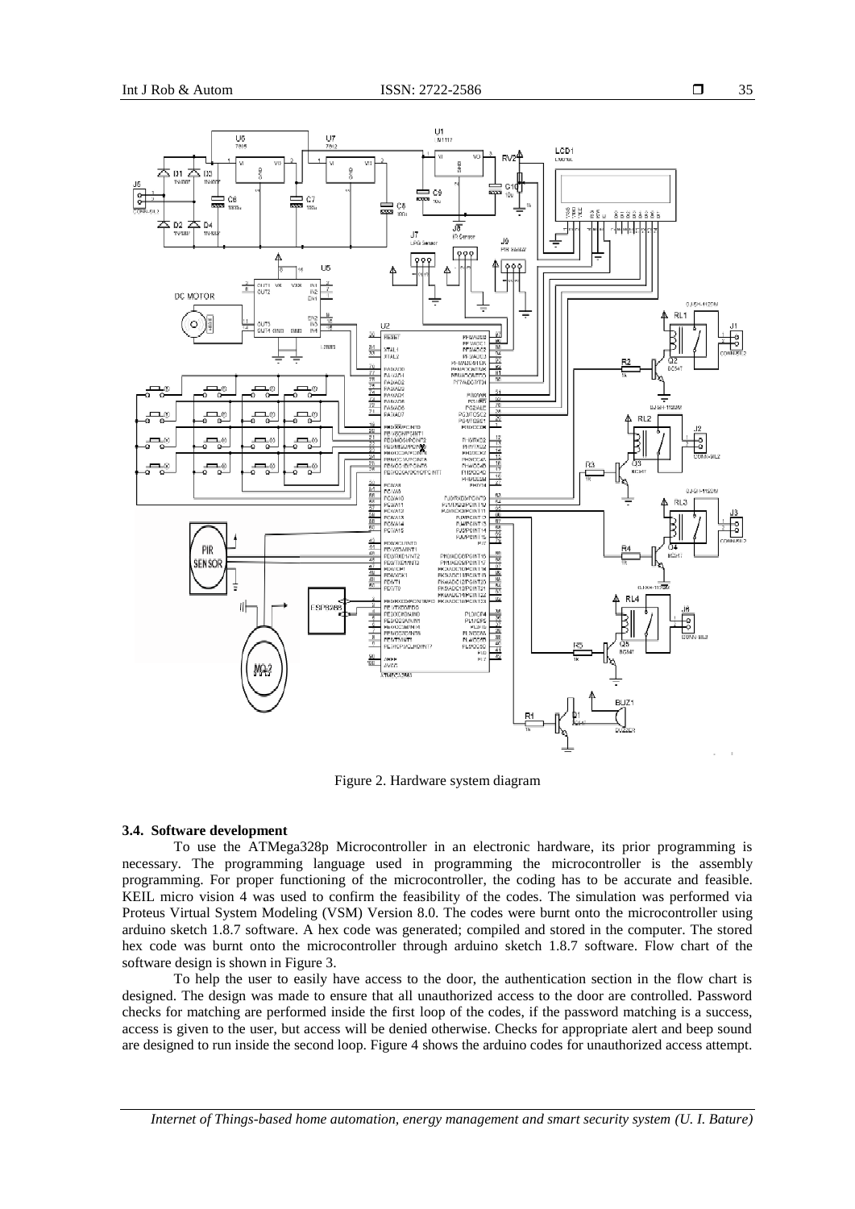Figure 2. Hardware system diagram

### 3.4. Software development

To use the ATMega328p Microcontroller in an electronic hardware, its prior programming is necessary. The programming language used in programming the microcontroller is the assembly programming. For proper functioning of the microcontroller, the coding has to be accurate and feasible. KEIL micro vision 4 was used to confirm the feasibility of the codes. The simulation was performed via Proteus Virtual System Modeling (VSM) Version 8.0. The codes were burnt onto the microcontroller using arduino sketch 1.8.7 software. A hex code was generated; compiled and stored in the computer. The stored hex code was burnt onto the microcontroller through arduino sketch 1.8.7 software. Flow chart of the software design is shown in Figure 3.

To help the user to easily have access to the door, the authentication section in the flow chart is designed. The design was made to ensure that all unauthorized access to the door are controlled. Password checks for matching are performed inside the first loop of the codes, if the password matching is a success, access is given to the user, but access will be denied otherwise. Checks for appropriate alert and beep sound are designed to run inside the second loop. Figure 4 shows the arduino codes for unauthorized access attempt.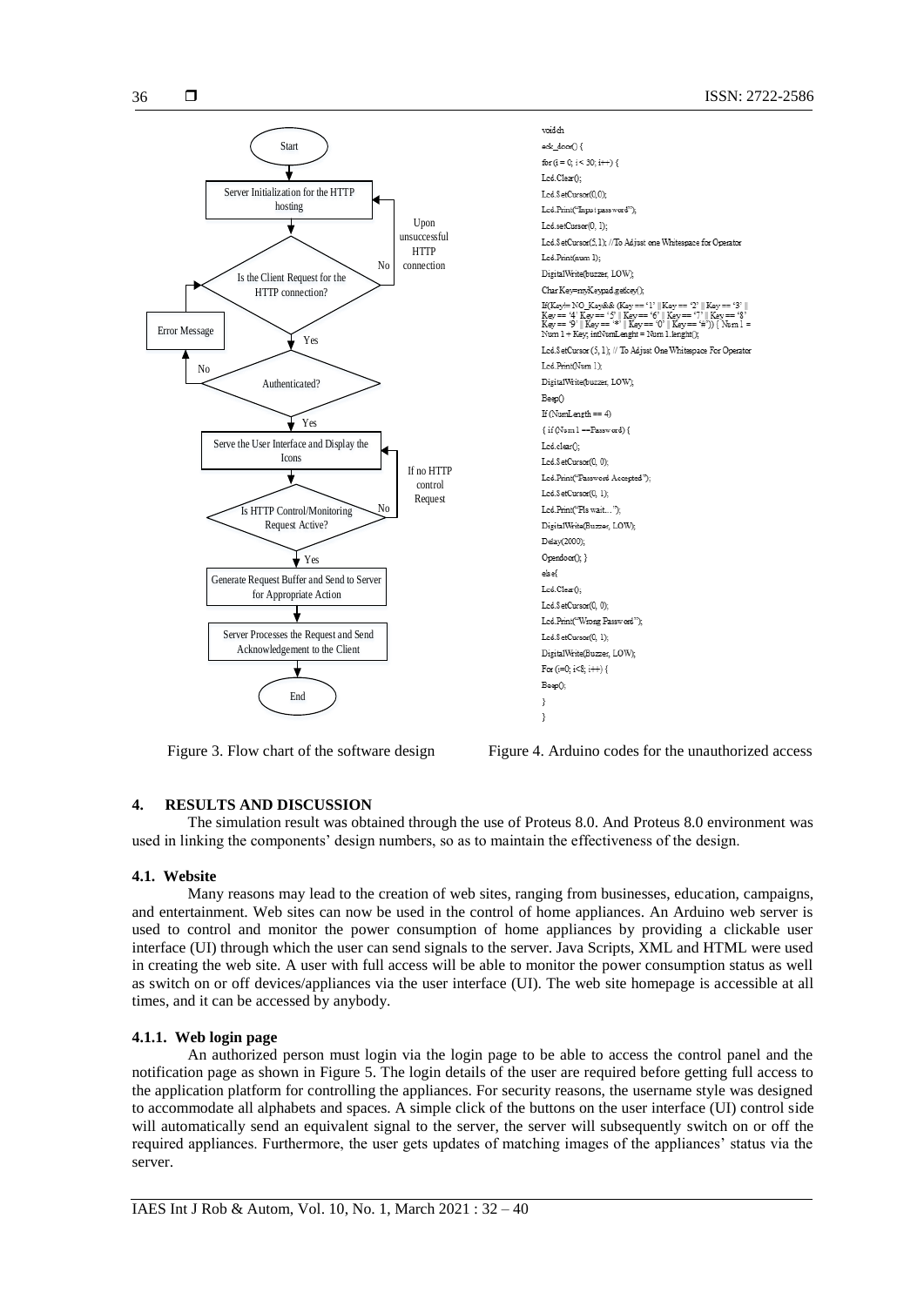```mermaid
flowchart TD
    A([Start]) --> B[Server Initialization for the HTTP hosting]
    B --> C{Is the Client Request for the HTTP connection?}
    C -- "No: Upon unsuccessful HTTP connection" --> B
    C -- Yes --> D{Authenticated?}
    D -- No --> E[Error Message]
    E --> C
    D -- Yes --> F[Serve the User Interface and Display the Icons]
    F --> G{Is HTTP Control/Monitoring Request Active?}
    G -- "No: If no HTTP control Request" --> F
    G -- Yes --> H[Generate Request Buffer and Send to Server for Appropriate Action]
    H --> I[Server Processes the Request and Send Acknowledgement to the Client]
    I --> J([End])
```

Figure 3. Flow chart of the software design

```
voidch
eck_door() {
for (i = 0; i < 30; i++) {
Lcd.Clear();
Lcd.SetCursor(0,0);
Lcd.Print("Input password");
Lcd.setCursor(0, 1);
Lcd.SetCursor(5,1); //To Adjust one Whitespace for Operator
Lcd.Print(num 1);
DigitalWrite(buzzer, LOW);
Char Key=myKeypad.getkey();
If(Key!= NO_Key&& (Key == '1' || Key == '2' || Key == '3' ||
Key == '4' Key == '5' || Key == '6' || Key == '7' || Key == '8'
Key == '9' || Key == '*' || Key == '0' || Key == '#')) { Num1 =
Num 1 + Key; intNumLenght = Num 1.lenght();
Lcd.SetCursor (5, 1); // To Adjust One Whitespace For Operator
Lcd.Print(Num 1);
DigitalWrite(buzzer, LOW);
Beep()
If (NumLength == 4)
{ if (Num1 ==Password) {
Lcd.clear();
Lcd.SetCursor(0, 0);
Lcd.Print("Password Accepted");
Lcd.SetCursor(0, 1);
Lcd.Print("Pls wait…");
DigitalWrite(Buzzer, LOW);
Delay(2000);
Opendoor(); }
else{
Lcd.Clear();
Lcd.SetCursor(0, 0);
Lcd.Print("Wrong Password");
Lcd.SetCursor(0, 1);
DigitalWrite(Buzzer, LOW);
For (i=0; i<8; i++) {
Beep();
}
}
```

Figure 4. Arduino codes for the unauthorized access

## 4. RESULTS AND DISCUSSION

The simulation result was obtained through the use of Proteus 8.0. And Proteus 8.0 environment was used in linking the components' design numbers, so as to maintain the effectiveness of the design.

### 4.1. Website

Many reasons may lead to the creation of web sites, ranging from businesses, education, campaigns, and entertainment. Web sites can now be used in the control of home appliances. An Arduino web server is used to control and monitor the power consumption of home appliances by providing a clickable user interface (UI) through which the user can send signals to the server. Java Scripts, XML and HTML were used in creating the web site. A user with full access will be able to monitor the power consumption status as well as switch on or off devices/appliances via the user interface (UI). The web site homepage is accessible at all times, and it can be accessed by anybody.

#### 4.1.1. Web login page

An authorized person must login via the login page to be able to access the control panel and the notification page as shown in Figure 5. The login details of the user are required before getting full access to the application platform for controlling the appliances. For security reasons, the username style was designed to accommodate all alphabets and spaces. A simple click of the buttons on the user interface (UI) control side will automatically send an equivalent signal to the server, the server will subsequently switch on or off the required appliances. Furthermore, the user gets updates of matching images of the appliances' status via the server.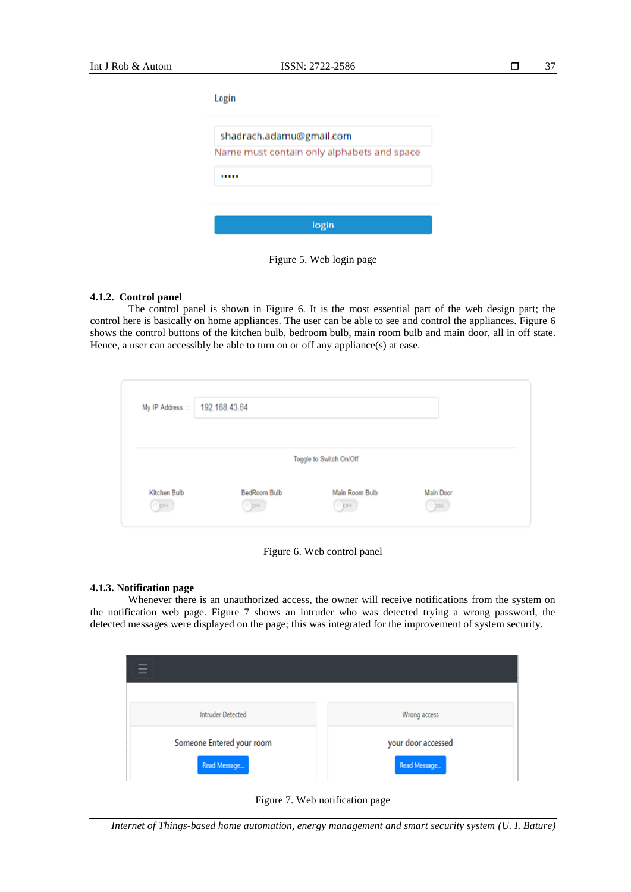Figure 5. Web login page

#### 4.1.2. Control panel

The control panel is shown in Figure 6. It is the most essential part of the web design part; the control here is basically on home appliances. The user can be able to see and control the appliances. Figure 6 shows the control buttons of the kitchen bulb, bedroom bulb, main room bulb and main door, all in off state. Hence, a user can accessibly be able to turn on or off any appliance(s) at ease.

Figure 6. Web control panel

#### 4.1.3. Notification page

Whenever there is an unauthorized access, the owner will receive notifications from the system on the notification web page. Figure 7 shows an intruder who was detected trying a wrong password, the detected messages were displayed on the page; this was integrated for the improvement of system security.

Figure 7. Web notification page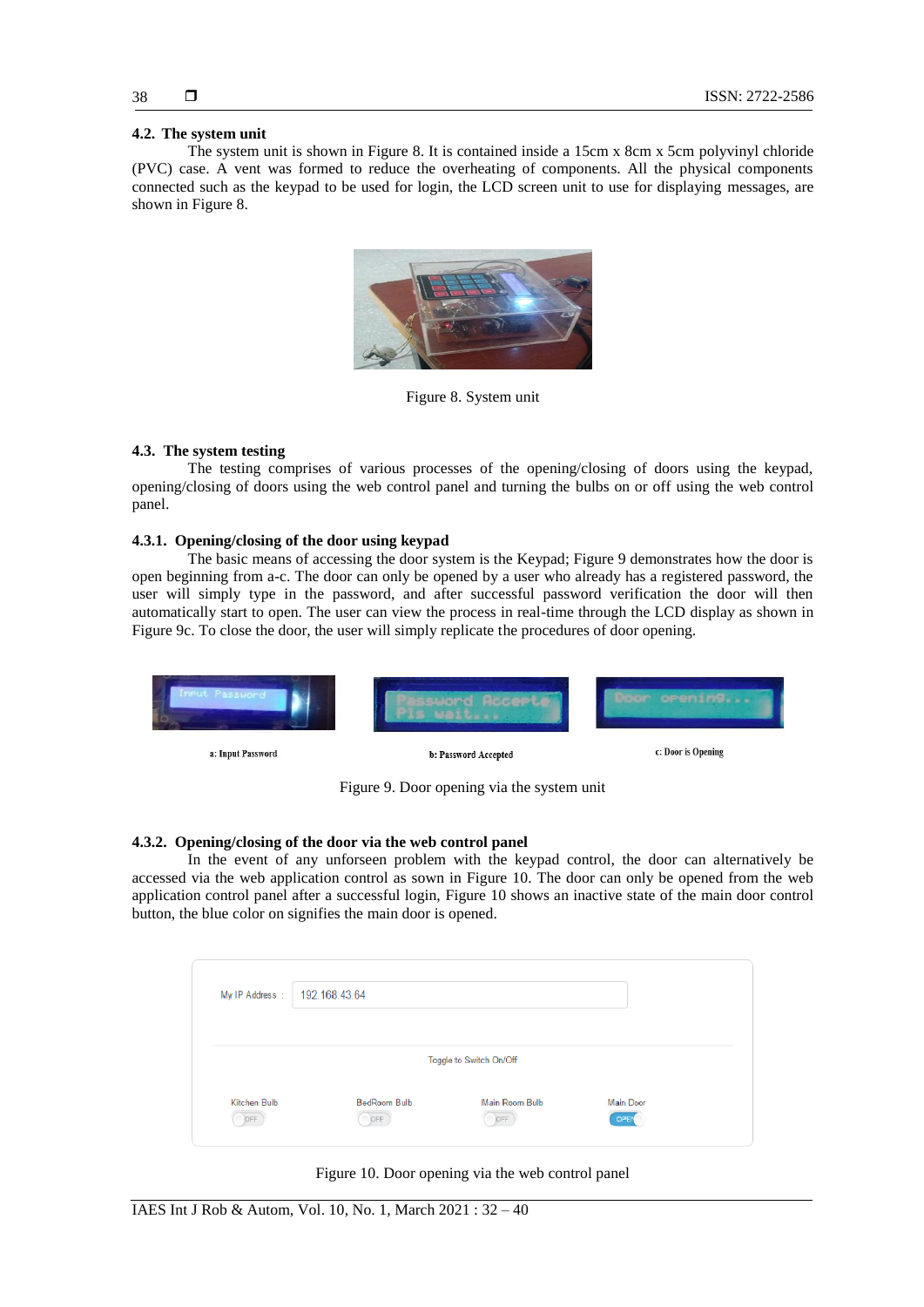### 4.2. The system unit

The system unit is shown in Figure 8. It is contained inside a 15cm x 8cm x 5cm polyvinyl chloride (PVC) case. A vent was formed to reduce the overheating of components. All the physical components connected such as the keypad to be used for login, the LCD screen unit to use for displaying messages, are shown in Figure 8.

Figure 8. System unit

### 4.3. The system testing

The testing comprises of various processes of the opening/closing of doors using the keypad, opening/closing of doors using the web control panel and turning the bulbs on or off using the web control panel.

#### 4.3.1. Opening/closing of the door using keypad

The basic means of accessing the door system is the Keypad; Figure 9 demonstrates how the door is open beginning from a-c. The door can only be opened by a user who already has a registered password, the user will simply type in the password, and after successful password verification the door will then automatically start to open. The user can view the process in real-time through the LCD display as shown in Figure 9c. To close the door, the user will simply replicate the procedures of door opening.

a: Input Password　　b: Password Accepted　　c: Door is Opening

Figure 9. Door opening via the system unit

#### 4.3.2. Opening/closing of the door via the web control panel

In the event of any unforseen problem with the keypad control, the door can alternatively be accessed via the web application control as sown in Figure 10. The door can only be opened from the web application control panel after a successful login, Figure 10 shows an inactive state of the main door control button, the blue color on signifies the main door is opened.

Figure 10. Door opening via the web control panel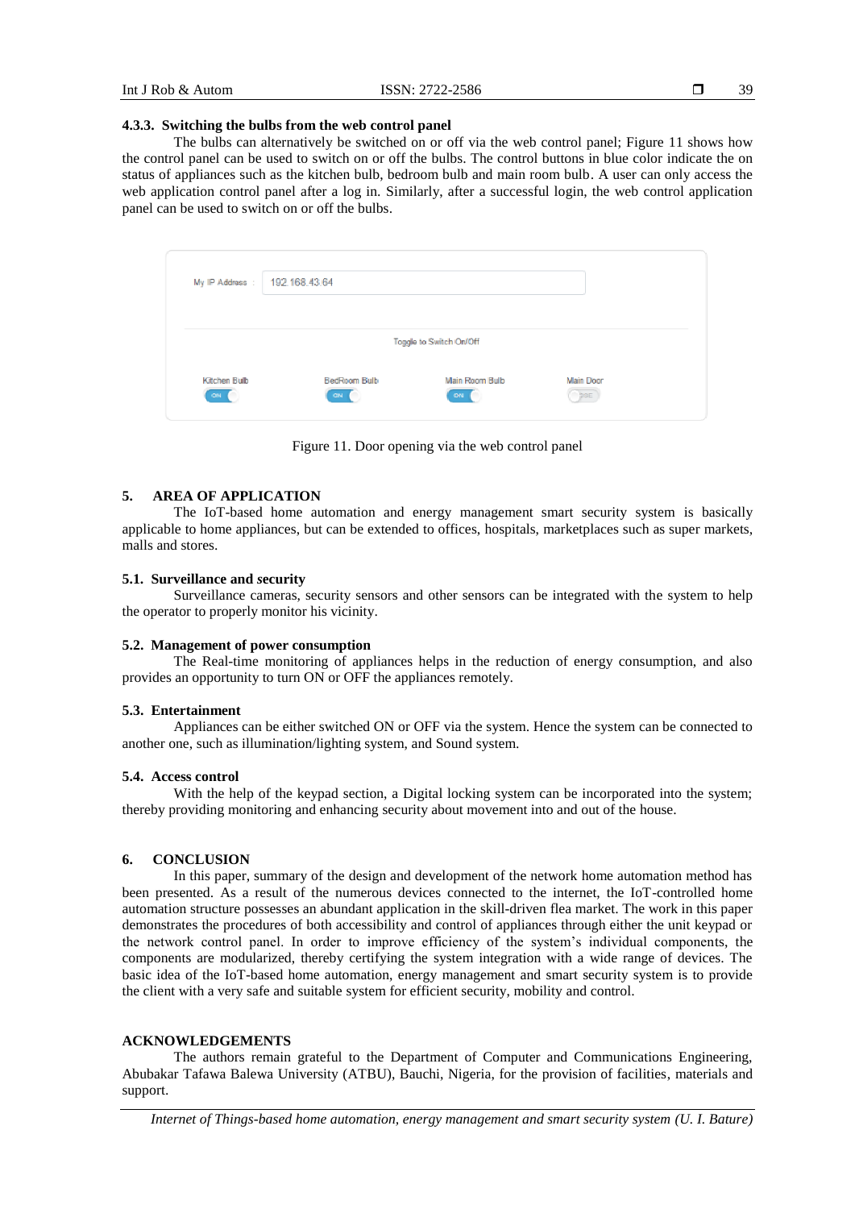### 4.3.3. Switching the bulbs from the web control panel

The bulbs can alternatively be switched on or off via the web control panel; Figure 11 shows how the control panel can be used to switch on or off the bulbs. The control buttons in blue color indicate the on status of appliances such as the kitchen bulb, bedroom bulb and main room bulb. A user can only access the web application control panel after a log in. Similarly, after a successful login, the web control application panel can be used to switch on or off the bulbs.

My IP Address : 192.168.43.64

Toggle to Switch On/Off

Kitchen Bulb ON | BedRoom Bulb ON | Main Room Bulb ON | Main Door OFF

Figure 11. Door opening via the web control panel

## 5. AREA OF APPLICATION

The IoT-based home automation and energy management smart security system is basically applicable to home appliances, but can be extended to offices, hospitals, marketplaces such as super markets, malls and stores.

### 5.1. Surveillance and security

Surveillance cameras, security sensors and other sensors can be integrated with the system to help the operator to properly monitor his vicinity.

### 5.2. Management of power consumption

The Real-time monitoring of appliances helps in the reduction of energy consumption, and also provides an opportunity to turn ON or OFF the appliances remotely.

### 5.3. Entertainment

Appliances can be either switched ON or OFF via the system. Hence the system can be connected to another one, such as illumination/lighting system, and Sound system.

### 5.4. Access control

With the help of the keypad section, a Digital locking system can be incorporated into the system; thereby providing monitoring and enhancing security about movement into and out of the house.

## 6. CONCLUSION

In this paper, summary of the design and development of the network home automation method has been presented. As a result of the numerous devices connected to the internet, the IoT-controlled home automation structure possesses an abundant application in the skill-driven flea market. The work in this paper demonstrates the procedures of both accessibility and control of appliances through either the unit keypad or the network control panel. In order to improve efficiency of the system's individual components, the components are modularized, thereby certifying the system integration with a wide range of devices. The basic idea of the IoT-based home automation, energy management and smart security system is to provide the client with a very safe and suitable system for efficient security, mobility and control.

## ACKNOWLEDGEMENTS

The authors remain grateful to the Department of Computer and Communications Engineering, Abubakar Tafawa Balewa University (ATBU), Bauchi, Nigeria, for the provision of facilities, materials and support.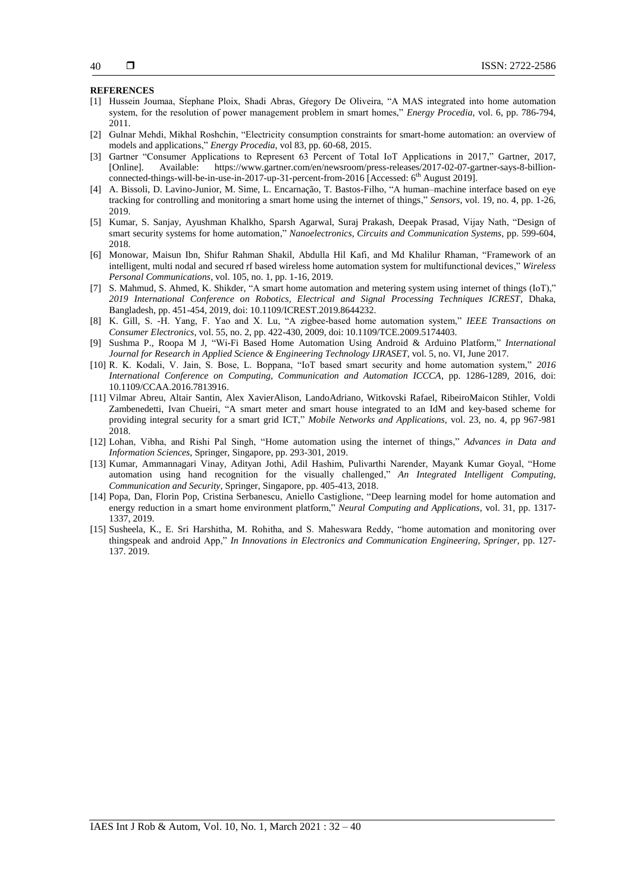**REFERENCES**

- [1] Hussein Joumaa, Sťephane Ploix, Shadi Abras, Gřegory De Oliveira, "A MAS integrated into home automation system, for the resolution of power management problem in smart homes," *Energy Procedia*, vol. 6, pp. 786-794, 2011.
- [2] Gulnar Mehdi, Mikhal Roshchin, "Electricity consumption constraints for smart-home automation: an overview of models and applications," *Energy Procedia*, vol 83, pp. 60-68, 2015.
- [3] Gartner "Consumer Applications to Represent 63 Percent of Total IoT Applications in 2017," Gartner, 2017, [Online]. Available: https://www.gartner.com/en/newsroom/press-releases/2017-02-07-gartner-says-8-billion-connected-things-will-be-in-use-in-2017-up-31-percent-from-2016 [Accessed: 6th August 2019].
- [4] A. Bissoli, D. Lavino-Junior, M. Sime, L. Encarnação, T. Bastos-Filho, "A human–machine interface based on eye tracking for controlling and monitoring a smart home using the internet of things," *Sensors*, vol. 19, no. 4, pp. 1-26, 2019.
- [5] Kumar, S. Sanjay, Ayushman Khalkho, Sparsh Agarwal, Suraj Prakash, Deepak Prasad, Vijay Nath, "Design of smart security systems for home automation," *Nanoelectronics, Circuits and Communication Systems*, pp. 599-604, 2018.
- [6] Monowar, Maisun Ibn, Shifur Rahman Shakil, Abdulla Hil Kafi, and Md Khalilur Rhaman, "Framework of an intelligent, multi nodal and secured rf based wireless home automation system for multifunctional devices," *Wireless Personal Communications*, vol. 105, no. 1, pp. 1-16, 2019.
- [7] S. Mahmud, S. Ahmed, K. Shikder, "A smart home automation and metering system using internet of things (IoT)," *2019 International Conference on Robotics, Electrical and Signal Processing Techniques ICREST*, Dhaka, Bangladesh, pp. 451-454, 2019, doi: 10.1109/ICREST.2019.8644232.
- [8] K. Gill, S. -H. Yang, F. Yao and X. Lu, "A zigbee-based home automation system," *IEEE Transactions on Consumer Electronics*, vol. 55, no. 2, pp. 422-430, 2009, doi: 10.1109/TCE.2009.5174403.
- [9] Sushma P., Roopa M J, "Wi-Fi Based Home Automation Using Android & Arduino Platform," *International Journal for Research in Applied Science & Engineering Technology IJRASET*, vol. 5, no. VI, June 2017.
- [10] R. K. Kodali, V. Jain, S. Bose, L. Boppana, "IoT based smart security and home automation system," *2016 International Conference on Computing, Communication and Automation ICCCA*, pp. 1286-1289, 2016, doi: 10.1109/CCAA.2016.7813916.
- [11] Vilmar Abreu, Altair Santin, Alex XavierAlison, LandoAdriano, Witkovski Rafael, RibeiroMaicon Stihler, Voldi Zambenedetti, Ivan Chueiri, "A smart meter and smart house integrated to an IdM and key-based scheme for providing integral security for a smart grid ICT," *Mobile Networks and Applications*, vol. 23, no. 4, pp 967-981 2018.
- [12] Lohan, Vibha, and Rishi Pal Singh, "Home automation using the internet of things," *Advances in Data and Information Sciences*, Springer, Singapore, pp. 293-301, 2019.
- [13] Kumar, Ammannagari Vinay, Adityan Jothi, Adil Hashim, Pulivarthi Narender, Mayank Kumar Goyal, "Home automation using hand recognition for the visually challenged," *An Integrated Intelligent Computing, Communication and Security*, Springer, Singapore, pp. 405-413, 2018.
- [14] Popa, Dan, Florin Pop, Cristina Serbanescu, Aniello Castiglione, "Deep learning model for home automation and energy reduction in a smart home environment platform," *Neural Computing and Applications*, vol. 31, pp. 1317-1337, 2019.
- [15] Susheela, K., E. Sri Harshitha, M. Rohitha, and S. Maheswara Reddy, "home automation and monitoring over thingspeak and android App," *In Innovations in Electronics and Communication Engineering, Springer*, pp. 127-137. 2019.